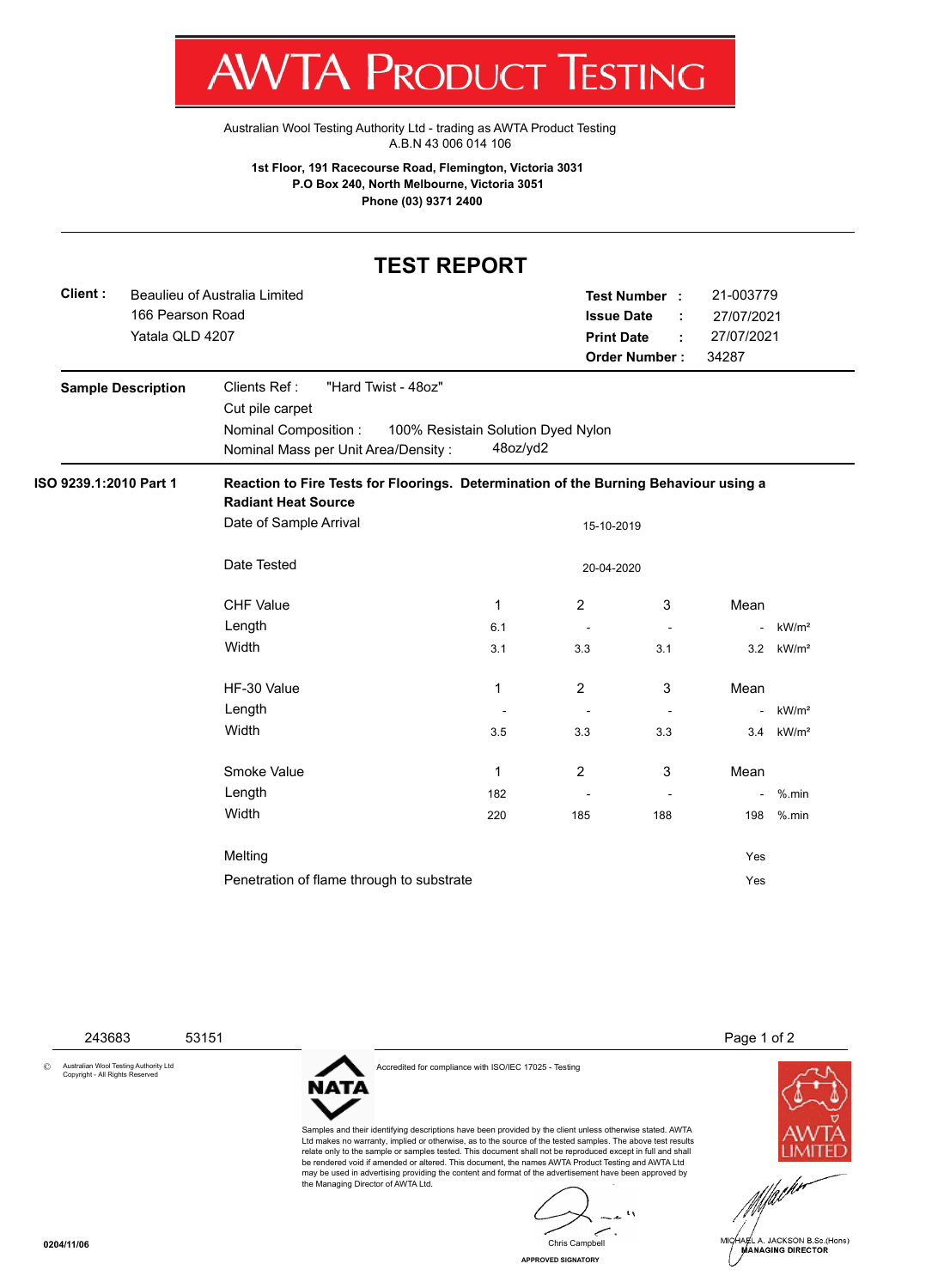# AWTA PRODUCT TESTING

Australian Wool Testing Authority Ltd - trading as AWTA Product Testing
A.B.N 43 006 014 106

**1st Floor, 191 Racecourse Road, Flemington, Victoria 3031**
**P.O Box 240, North Melbourne, Victoria 3051**
**Phone (03) 9371 2400**

## TEST REPORT

**Client :** Beaulieu of Australia Limited
166 Pearson Road
Yatala QLD 4207

**Test Number :** 21-003779
**Issue Date :** 27/07/2021
**Print Date :** 27/07/2021
**Order Number :** 34287

**Sample Description**

Clients Ref : "Hard Twist - 48oz"
Cut pile carpet
Nominal Composition : 100% Resistain Solution Dyed Nylon
Nominal Mass per Unit Area/Density : 48oz/yd2

**ISO 9239.1:2010 Part 1**

**Reaction to Fire Tests for Floorings. Determination of the Burning Behaviour using a Radiant Heat Source**

Date of Sample Arrival: 15-10-2019

Date Tested: 20-04-2020

| CHF Value | 1 | 2 | 3 | Mean | |
|---|---|---|---|---|---|
| Length | 6.1 | - | - | - | kW/m² |
| Width | 3.1 | 3.3 | 3.1 | 3.2 | kW/m² |

| HF-30 Value | 1 | 2 | 3 | Mean | |
|---|---|---|---|---|---|
| Length | - | - | - | - | kW/m² |
| Width | 3.5 | 3.3 | 3.3 | 3.4 | kW/m² |

| Smoke Value | 1 | 2 | 3 | Mean | |
|---|---|---|---|---|---|
| Length | 182 | - | - | - | %.min |
| Width | 220 | 185 | 188 | 198 | %.min |

Melting: Yes

Penetration of flame through to substrate: Yes

243683 53151

© Australian Wool Testing Authority Ltd
Copyright - All Rights Reserved

NATA

Accredited for compliance with ISO/IEC 17025 - Testing

Samples and their identifying descriptions have been provided by the client unless otherwise stated. AWTA Ltd makes no warranty, implied or otherwise, as to the source of the tested samples. The above test results relate only to the sample or samples tested. This document shall not be reproduced except in full and shall be rendered void if amended or altered. This document, the names AWTA Product Testing and AWTA Ltd may be used in advertising providing the content and format of the advertisement have been approved by the Managing Director of AWTA Ltd.

AWTA LIMITED

Chris Campbell
APPROVED SIGNATORY

MICHAEL A. JACKSON B.Sc.(Hons)
MANAGING DIRECTOR

0204/11/06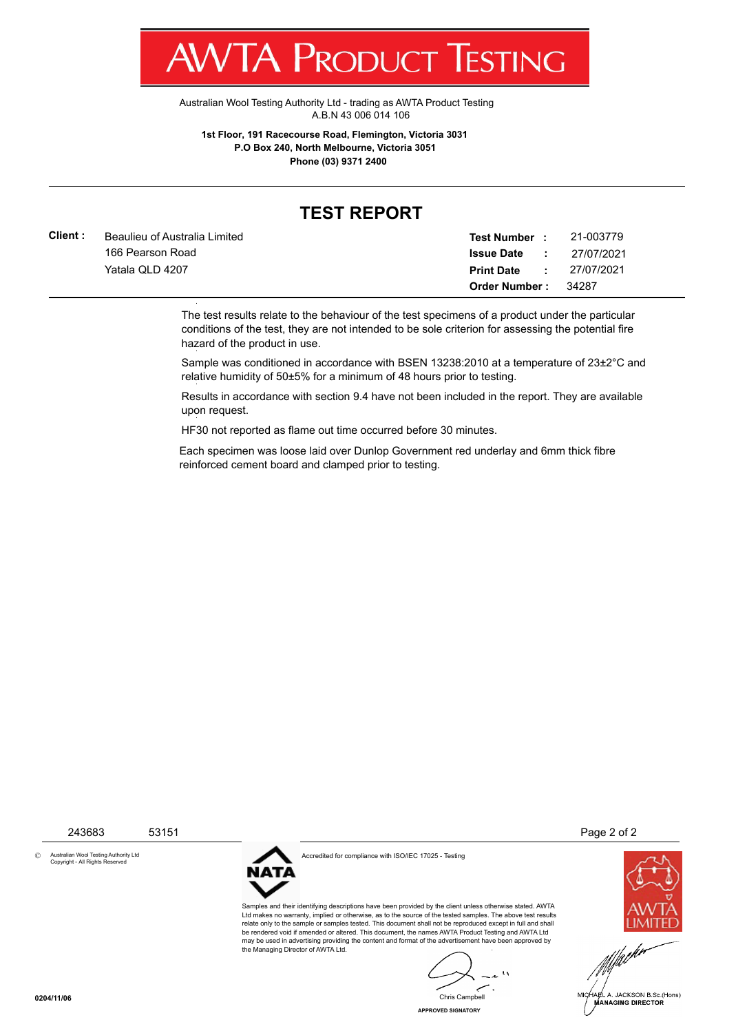# AWTA PRODUCT TESTING

Australian Wool Testing Authority Ltd - trading as AWTA Product Testing
A.B.N 43 006 014 106

**1st Floor, 191 Racecourse Road, Flemington, Victoria 3031**
**P.O Box 240, North Melbourne, Victoria 3051**
**Phone (03) 9371 2400**

## TEST REPORT

| | | | |
|---|---|---|---|
| **Client :** | Beaulieu of Australia Limited | **Test Number :** | 21-003779 |
| | 166 Pearson Road | **Issue Date :** | 27/07/2021 |
| | Yatala QLD 4207 | **Print Date :** | 27/07/2021 |
| | | **Order Number :** | 34287 |

The test results relate to the behaviour of the test specimens of a product under the particular conditions of the test, they are not intended to be sole criterion for assessing the potential fire hazard of the product in use.

Sample was conditioned in accordance with BSEN 13238:2010 at a temperature of 23±2°C and relative humidity of 50±5% for a minimum of 48 hours prior to testing.

Results in accordance with section 9.4 have not been included in the report. They are available upon request.

HF30 not reported as flame out time occurred before 30 minutes.

Each specimen was loose laid over Dunlop Government red underlay and 6mm thick fibre reinforced cement board and clamped prior to testing.

243683 53151

© Australian Wool Testing Authority Ltd Copyright - All Rights Reserved

NATA

Accredited for compliance with ISO/IEC 17025 - Testing

Samples and their identifying descriptions have been provided by the client unless otherwise stated. AWTA Ltd makes no warranty, implied or otherwise, as to the source of the tested samples. The above test results relate only to the sample or samples tested. This document shall not be reproduced except in full and shall be rendered void if amended or altered. This document, the names AWTA Product Testing and AWTA Ltd may be used in advertising providing the content and format of the advertisement have been approved by the Managing Director of AWTA Ltd.

AWTA LIMITED

Chris Campbell
APPROVED SIGNATORY

MICHAEL A. JACKSON B.Sc.(Hons)
MANAGING DIRECTOR

0204/11/06